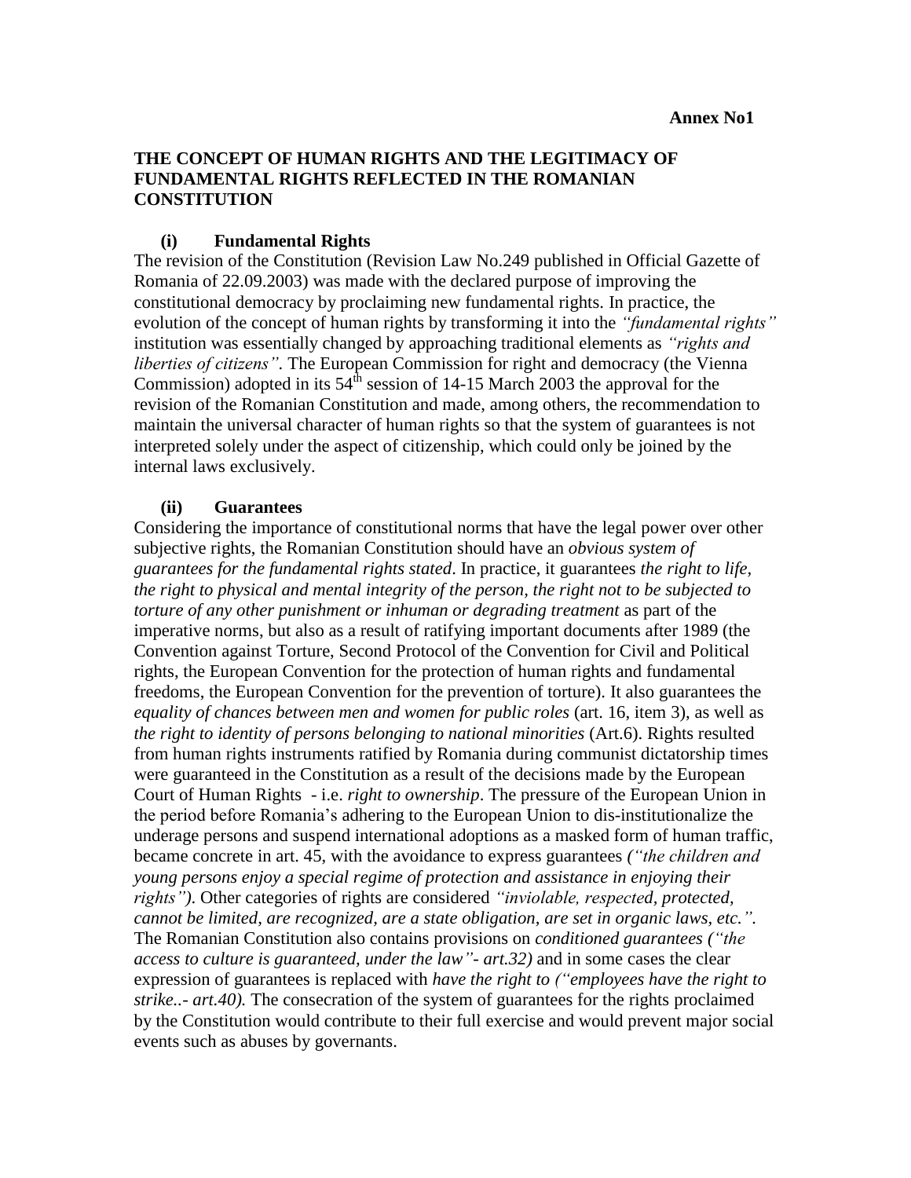**Annex No1**

## THE CONCEPT OF HUMAN RIGHTS AND THE LEGITIMACY OF FUNDAMENTAL RIGHTS REFLECTED IN THE ROMANIAN CONSTITUTION

### (i) Fundamental Rights

The revision of the Constitution (Revision Law No.249 published in Official Gazette of Romania of 22.09.2003) was made with the declared purpose of improving the constitutional democracy by proclaiming new fundamental rights. In practice, the evolution of the concept of human rights by transforming it into the *"fundamental rights"* institution was essentially changed by approaching traditional elements as *"rights and liberties of citizens"*. The European Commission for right and democracy (the Vienna Commission) adopted in its 54th session of 14-15 March 2003 the approval for the revision of the Romanian Constitution and made, among others, the recommendation to maintain the universal character of human rights so that the system of guarantees is not interpreted solely under the aspect of citizenship, which could only be joined by the internal laws exclusively.

### (ii) Guarantees

Considering the importance of constitutional norms that have the legal power over other subjective rights, the Romanian Constitution should have an *obvious system of guarantees for the fundamental rights stated*. In practice, it guarantees *the right to life, the right to physical and mental integrity of the person, the right not to be subjected to torture of any other punishment or inhuman or degrading treatment* as part of the imperative norms, but also as a result of ratifying important documents after 1989 (the Convention against Torture, Second Protocol of the Convention for Civil and Political rights, the European Convention for the protection of human rights and fundamental freedoms, the European Convention for the prevention of torture). It also guarantees the *equality of chances between men and women for public roles* (art. 16, item 3), as well as *the right to identity of persons belonging to national minorities* (Art.6). Rights resulted from human rights instruments ratified by Romania during communist dictatorship times were guaranteed in the Constitution as a result of the decisions made by the European Court of Human Rights - i.e. *right to ownership*. The pressure of the European Union in the period before Romania's adhering to the European Union to dis-institutionalize the underage persons and suspend international adoptions as a masked form of human traffic, became concrete in art. 45, with the avoidance to express guarantees *("the children and young persons enjoy a special regime of protection and assistance in enjoying their rights")*. Other categories of rights are considered *"inviolable, respected, protected, cannot be limited, are recognized, are a state obligation, are set in organic laws, etc."*. The Romanian Constitution also contains provisions on *conditioned guarantees ("the access to culture is guaranteed, under the law"- art.32)* and in some cases the clear expression of guarantees is replaced with *have the right to ("employees have the right to strike..- art.40).* The consecration of the system of guarantees for the rights proclaimed by the Constitution would contribute to their full exercise and would prevent major social events such as abuses by governants.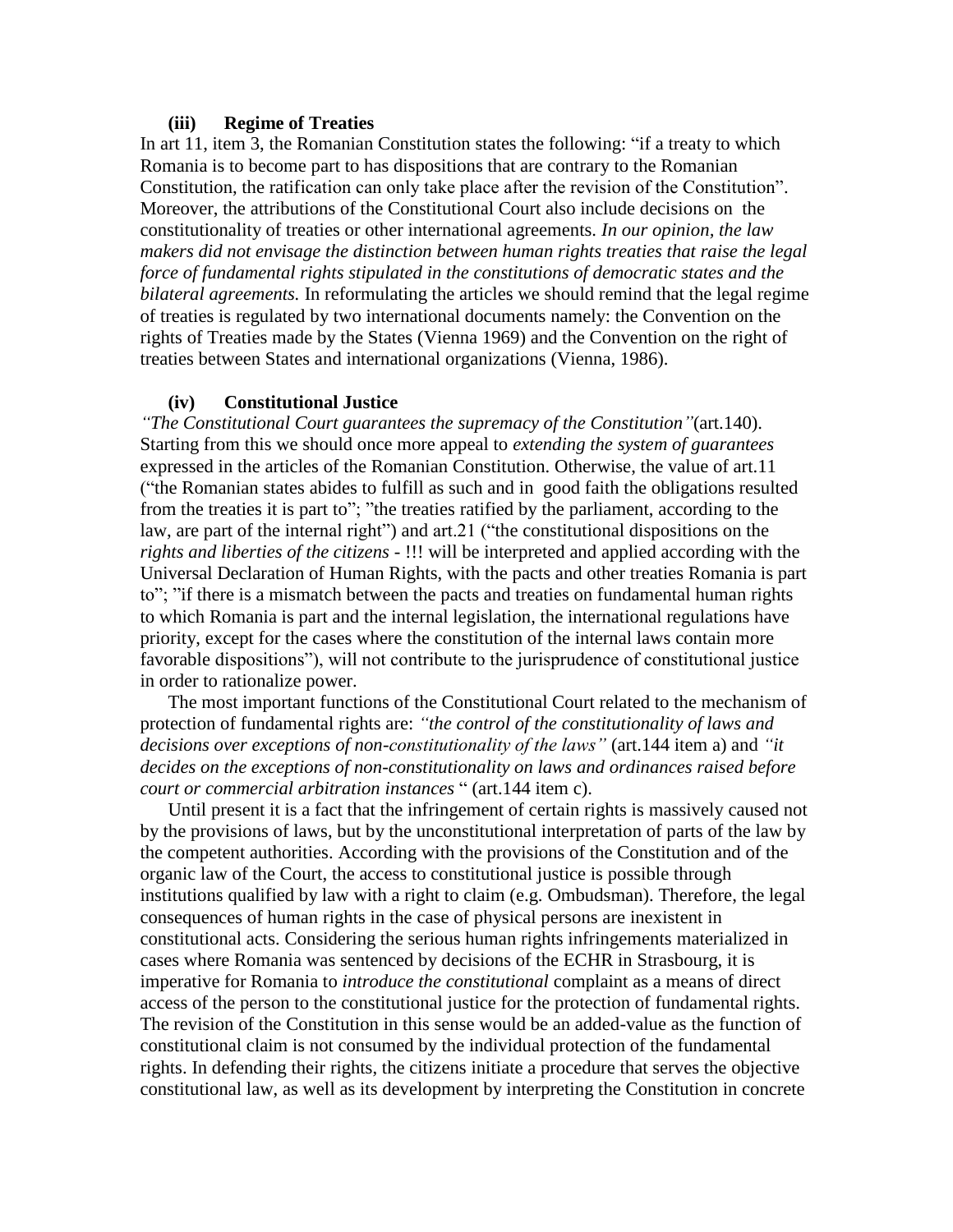### (iii) Regime of Treaties

In art 11, item 3, the Romanian Constitution states the following: "if a treaty to which Romania is to become part to has dispositions that are contrary to the Romanian Constitution, the ratification can only take place after the revision of the Constitution". Moreover, the attributions of the Constitutional Court also include decisions on the constitutionality of treaties or other international agreements. *In our opinion, the law makers did not envisage the distinction between human rights treaties that raise the legal force of fundamental rights stipulated in the constitutions of democratic states and the bilateral agreements.* In reformulating the articles we should remind that the legal regime of treaties is regulated by two international documents namely: the Convention on the rights of Treaties made by the States (Vienna 1969) and the Convention on the right of treaties between States and international organizations (Vienna, 1986).

### (iv) Constitutional Justice

*"The Constitutional Court guarantees the supremacy of the Constitution"*(art.140). Starting from this we should once more appeal to *extending the system of guarantees* expressed in the articles of the Romanian Constitution. Otherwise, the value of art.11 ("the Romanian states abides to fulfill as such and in good faith the obligations resulted from the treaties it is part to"; "the treaties ratified by the parliament, according to the law, are part of the internal right") and art.21 ("the constitutional dispositions on the *rights and liberties of the citizens* - !!! will be interpreted and applied according with the Universal Declaration of Human Rights, with the pacts and other treaties Romania is part to"; "if there is a mismatch between the pacts and treaties on fundamental human rights to which Romania is part and the internal legislation, the international regulations have priority, except for the cases where the constitution of the internal laws contain more favorable dispositions"), will not contribute to the jurisprudence of constitutional justice in order to rationalize power.

The most important functions of the Constitutional Court related to the mechanism of protection of fundamental rights are: *"the control of the constitutionality of laws and decisions over exceptions of non-constitutionality of the laws"* (art.144 item a) and *"it decides on the exceptions of non-constitutionality on laws and ordinances raised before court or commercial arbitration instances* " (art.144 item c).

Until present it is a fact that the infringement of certain rights is massively caused not by the provisions of laws, but by the unconstitutional interpretation of parts of the law by the competent authorities. According with the provisions of the Constitution and of the organic law of the Court, the access to constitutional justice is possible through institutions qualified by law with a right to claim (e.g. Ombudsman). Therefore, the legal consequences of human rights in the case of physical persons are inexistent in constitutional acts. Considering the serious human rights infringements materialized in cases where Romania was sentenced by decisions of the ECHR in Strasbourg, it is imperative for Romania to *introduce the constitutional* complaint as a means of direct access of the person to the constitutional justice for the protection of fundamental rights. The revision of the Constitution in this sense would be an added-value as the function of constitutional claim is not consumed by the individual protection of the fundamental rights. In defending their rights, the citizens initiate a procedure that serves the objective constitutional law, as well as its development by interpreting the Constitution in concrete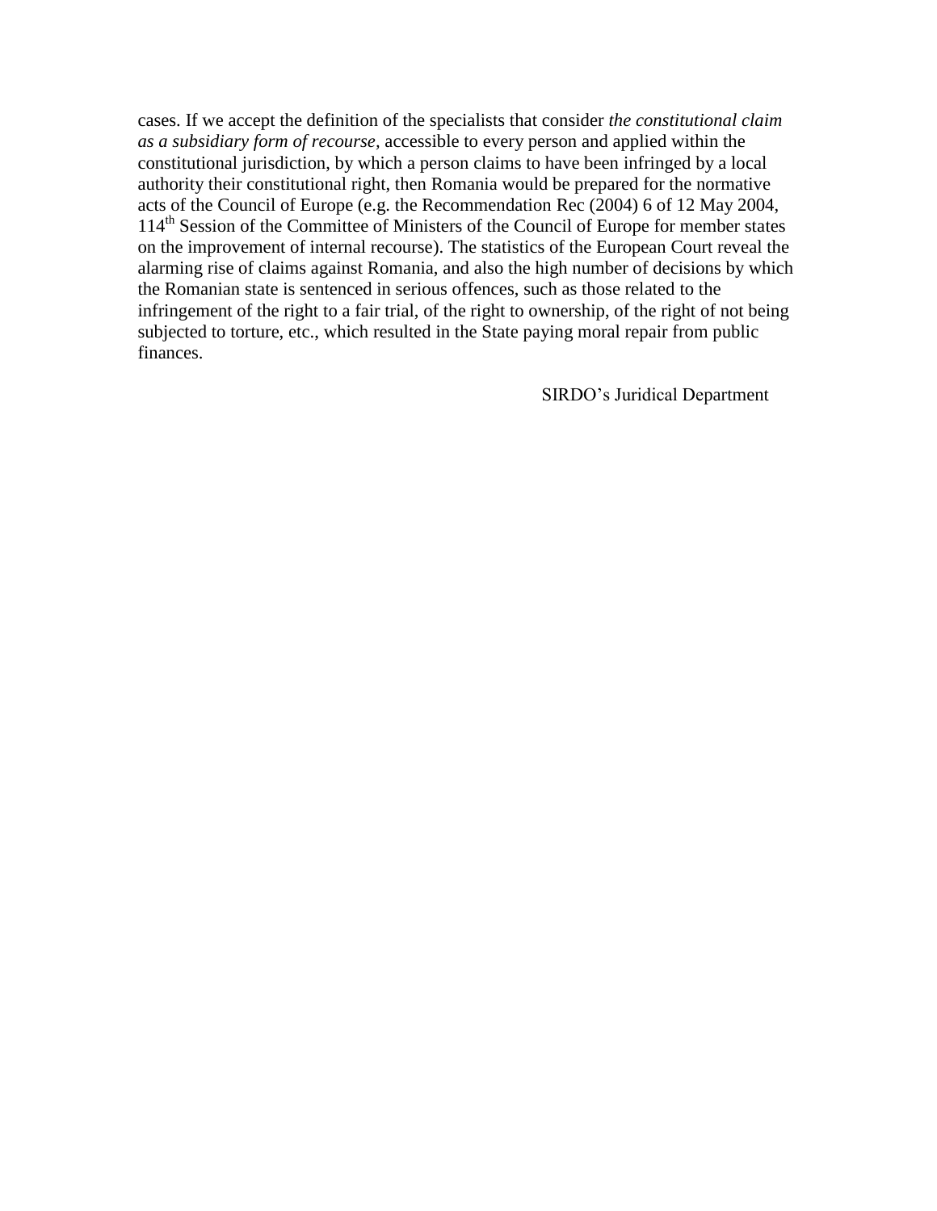cases. If we accept the definition of the specialists that consider *the constitutional claim as a subsidiary form of recourse,* accessible to every person and applied within the constitutional jurisdiction, by which a person claims to have been infringed by a local authority their constitutional right, then Romania would be prepared for the normative acts of the Council of Europe (e.g. the Recommendation Rec (2004) 6 of 12 May 2004, 114th Session of the Committee of Ministers of the Council of Europe for member states on the improvement of internal recourse). The statistics of the European Court reveal the alarming rise of claims against Romania, and also the high number of decisions by which the Romanian state is sentenced in serious offences, such as those related to the infringement of the right to a fair trial, of the right to ownership, of the right of not being subjected to torture, etc., which resulted in the State paying moral repair from public finances.

SIRDO's Juridical Department